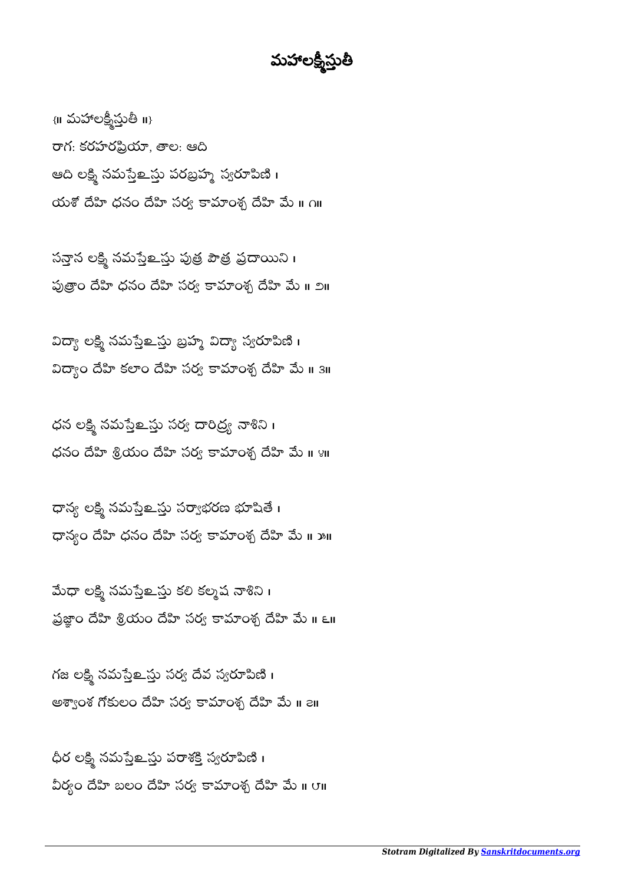# మహాలక్ష్మీస్తుతీ

{॥ మహాలక్ష్మీస్తుతీ ॥}

రాగ: కరహరప్రియా, తాల: ఆది

ఆది లక్ష్మి నమస్తేఽస్తు పరబ్రహ్మ స్వరూపిణి ।
యశో దేహి ధనం దేహి సర్వ కామాంశ్చ దేహి మే ॥ ౧॥

సన్తాన లక్ష్మి నమస్తేఽస్తు పుత్ర పౌత్ర ప్రదాయిని ।
పుత్రాం దేహి ధనం దేహి సర్వ కామాంశ్చ దేహి మే ॥ ౨॥

విద్యా లక్ష్మి నమస్తేఽస్తు బ్రహ్మ విద్యా స్వరూపిణి ।
విద్యాం దేహి కలాం దేహి సర్వ కామాంశ్చ దేహి మే ॥ ౩॥

ధన లక్ష్మి నమస్తేఽస్తు సర్వ దారిద్ర్య నాశిని ।
ధనం దేహి శ్రియం దేహి సర్వ కామాంశ్చ దేహి మే ॥ ౪॥

ధాన్య లక్ష్మి నమస్తేఽస్తు సర్వాభరణ భూషితే ।
ధాన్యం దేహి ధనం దేహి సర్వ కామాంశ్చ దేహి మే ॥ ౫॥

మేధా లక్ష్మి నమస్తేఽస్తు కలి కల్మష నాశిని ।
ప్రజ్ఞాం దేహి శ్రియం దేహి సర్వ కామాంశ్చ దేహి మే ॥ ౬॥

గజ లక్ష్మి నమస్తేఽస్తు సర్వ దేవ స్వరూపిణి ।
అశ్వాంశ గోకులం దేహి సర్వ కామాంశ్చ దేహి మే ॥ ౭॥

ధీర లక్ష్మి నమస్తేఽస్తు పరాశక్తి స్వరూపిణి ।
వీర్యం దేహి బలం దేహి సర్వ కామాంశ్చ దేహి మే ॥ ౮॥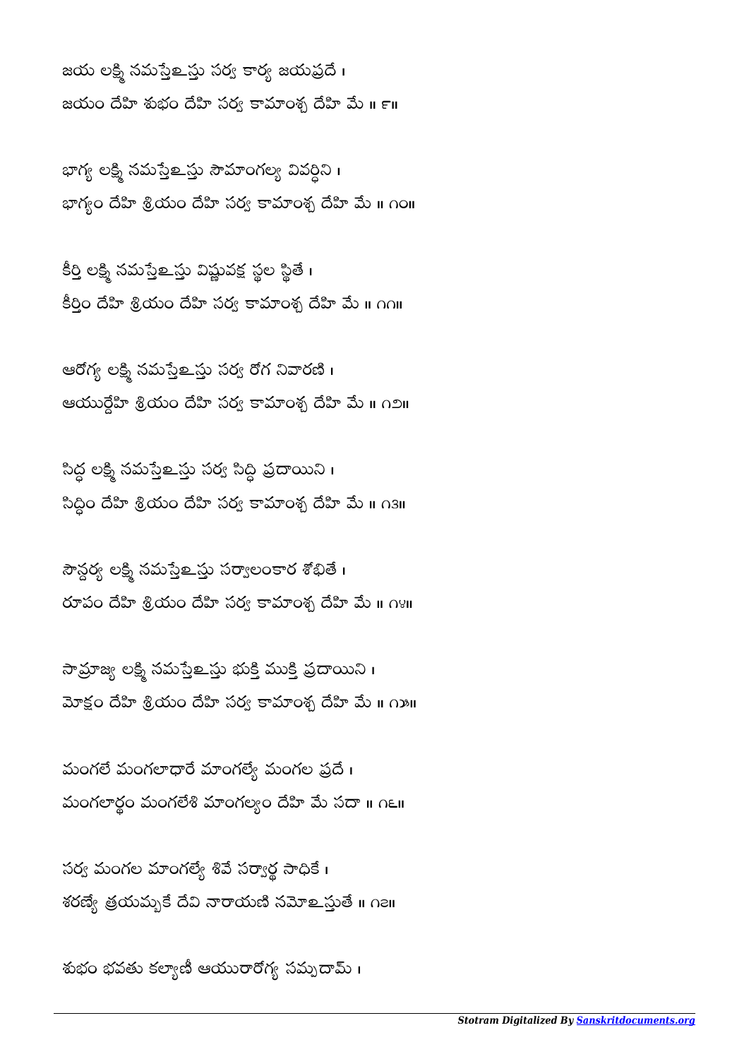జయ లక్ష్మి నమస్తేఽస్తు సర్వ కార్య జయప్రదే ।
జయం దేహి శుభం దేహి సర్వ కామాంశ్చ దేహి మే ॥ ౯॥

భాగ్య లక్ష్మి నమస్తేఽస్తు సౌమాంగల్య వివర్ధిని ।
భాగ్యం దేహి శ్రియం దేహి సర్వ కామాంశ్చ దేహి మే ॥ ౧౦॥

కీర్తి లక్ష్మి నమస్తేఽస్తు విష్ణువక్ష స్థల స్థితే ।
కీర్తిం దేహి శ్రియం దేహి సర్వ కామాంశ్చ దేహి మే ॥ ౧౧॥

ఆరోగ్య లక్ష్మి నమస్తేఽస్తు సర్వ రోగ నివారణి ।
ఆయుర్దేహి శ్రియం దేహి సర్వ కామాంశ్చ దేహి మే ॥ ౧౨॥

సిద్ధ లక్ష్మి నమస్తేఽస్తు సర్వ సిద్ధి ప్రదాయిని ।
సిద్ధిం దేహి శ్రియం దేహి సర్వ కామాంశ్చ దేహి మే ॥ ౧౩॥

సౌన్దర్య లక్ష్మి నమస్తేఽస్తు సర్వాలంకార శోభితే ।
రూపం దేహి శ్రియం దేహి సర్వ కామాంశ్చ దేహి మే ॥ ౧౪॥

సామ్రాజ్య లక్ష్మి నమస్తేఽస్తు భుక్తి ముక్తి ప్రదాయిని ।
మోక్షం దేహి శ్రియం దేహి సర్వ కామాంశ్చ దేహి మే ॥ ౧౫॥

మంగలే మంగలాధారే మాంగల్యే మంగల ప్రదే ।
మంగలార్థం మంగలేశి మాంగల్యం దేహి మే సదా ॥ ౧౬॥

సర్వ మంగల మాంగల్యే శివే సర్వార్థ సాధికే ।
శరణ్యే త్రయమ్బకే దేవి నారాయణి నమోఽస్తుతే ॥ ౧౭॥

శుభం భవతు కల్యాణీ ఆయురారోగ్య సమ్పదామ్ ।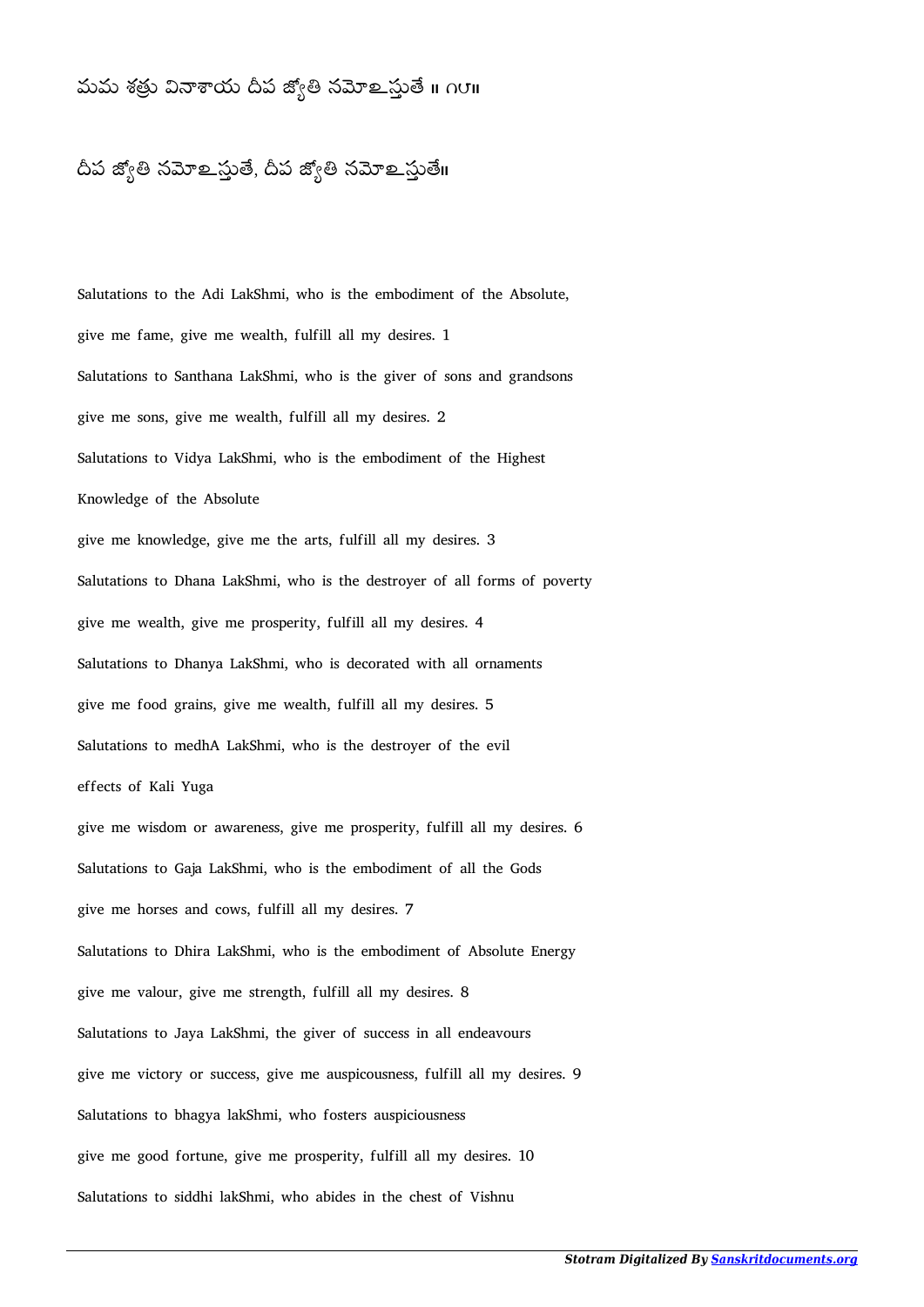మమ శత్రు వినాశాయ దీప జ్యోతి నమోఽస్తుతే ॥ ౧౮॥

దీప జ్యోతి నమోఽస్తుతే, దీప జ్యోతి నమోఽస్తుతే॥

Salutations to the Adi LakShmi, who is the embodiment of the Absolute,

give me fame, give me wealth, fulfill all my desires. 1

Salutations to Santhana LakShmi, who is the giver of sons and grandsons

give me sons, give me wealth, fulfill all my desires. 2

Salutations to Vidya LakShmi, who is the embodiment of the Highest Knowledge of the Absolute

give me knowledge, give me the arts, fulfill all my desires. 3

Salutations to Dhana LakShmi, who is the destroyer of all forms of poverty

give me wealth, give me prosperity, fulfill all my desires. 4

Salutations to Dhanya LakShmi, who is decorated with all ornaments

give me food grains, give me wealth, fulfill all my desires. 5

Salutations to medhA LakShmi, who is the destroyer of the evil effects of Kali Yuga

give me wisdom or awareness, give me prosperity, fulfill all my desires. 6

Salutations to Gaja LakShmi, who is the embodiment of all the Gods

give me horses and cows, fulfill all my desires. 7

Salutations to Dhira LakShmi, who is the embodiment of Absolute Energy

give me valour, give me strength, fulfill all my desires. 8

Salutations to Jaya LakShmi, the giver of success in all endeavours

give me victory or success, give me auspicousness, fulfill all my desires. 9

Salutations to bhagya lakShmi, who fosters auspiciousness

give me good fortune, give me prosperity, fulfill all my desires. 10

Salutations to siddhi lakShmi, who abides in the chest of Vishnu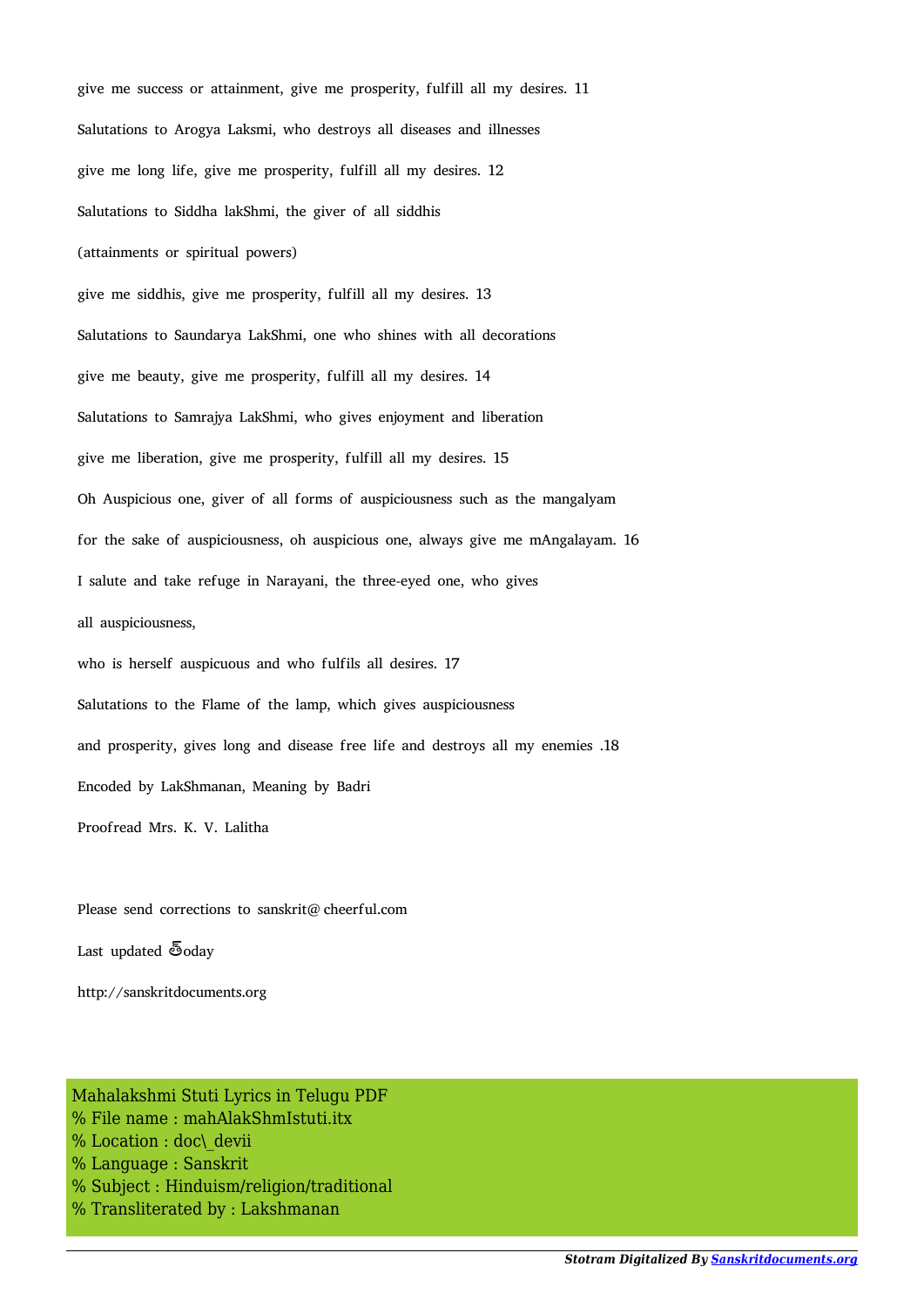give me success or attainment, give me prosperity, fulfill all my desires. 11

Salutations to Arogya Laksmi, who destroys all diseases and illnesses

give me long life, give me prosperity, fulfill all my desires. 12

Salutations to Siddha lakShmi, the giver of all siddhis

(attainments or spiritual powers)

give me siddhis, give me prosperity, fulfill all my desires. 13

Salutations to Saundarya LakShmi, one who shines with all decorations

give me beauty, give me prosperity, fulfill all my desires. 14

Salutations to Samrajya LakShmi, who gives enjoyment and liberation

give me liberation, give me prosperity, fulfill all my desires. 15

Oh Auspicious one, giver of all forms of auspiciousness such as the mangalyam

for the sake of auspiciousness, oh auspicious one, always give me mAngalayam. 16

I salute and take refuge in Narayani, the three-eyed one, who gives

all auspiciousness,

who is herself auspicuous and who fulfils all desires. 17

Salutations to the Flame of the lamp, which gives auspiciousness

and prosperity, gives long and disease free life and destroys all my enemies .18

Encoded by LakShmanan, Meaning by Badri

Proofread Mrs. K. V. Lalitha

Please send corrections to sanskrit@ cheerful.com

Last updated తoday

http://sanskritdocuments.org

Mahalakshmi Stuti Lyrics in Telugu PDF
% File name : mahAlakShmIstuti.itx
% Location : doc\_devii
% Language : Sanskrit
% Subject : Hinduism/religion/traditional
% Transliterated by : Lakshmanan

*Stotram Digitalized By [Sanskritdocuments.org](http://sanskritdocuments.org)*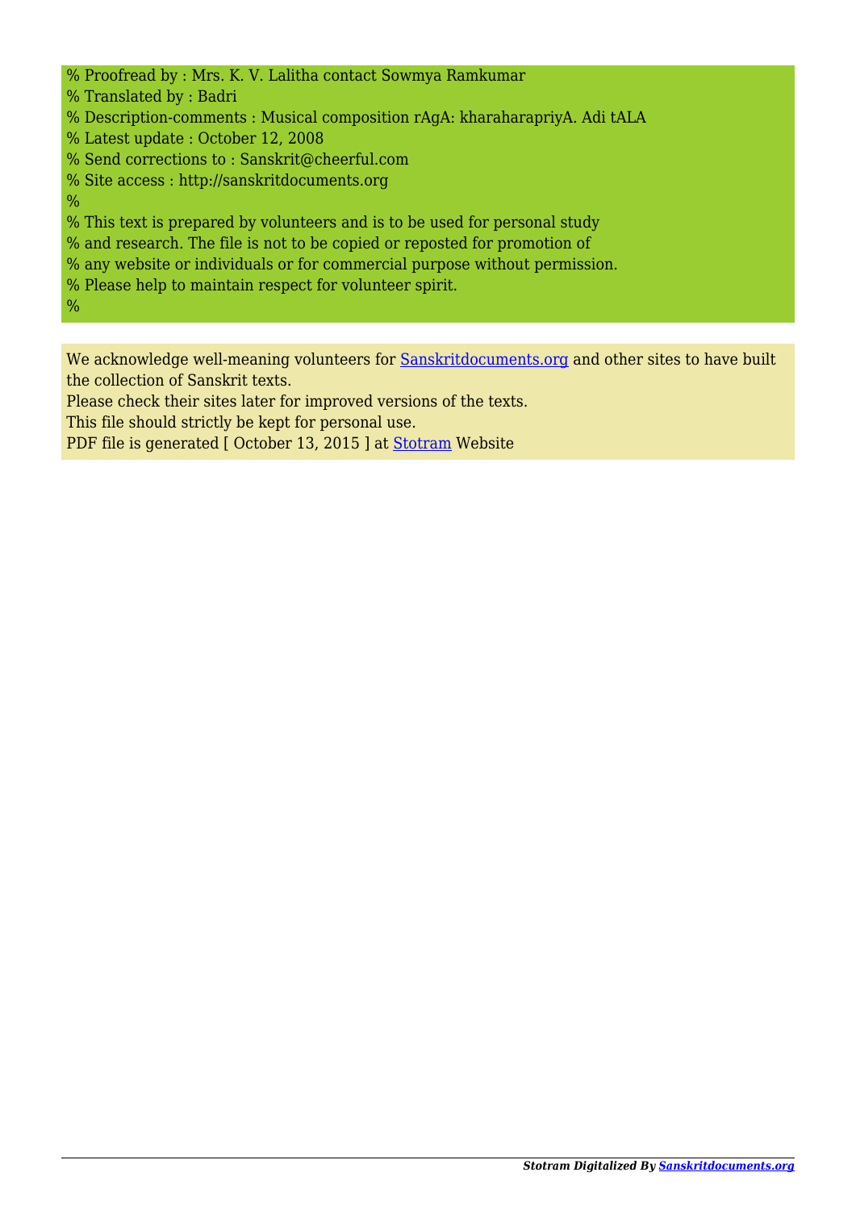% Proofread by : Mrs. K. V. Lalitha contact Sowmya Ramkumar
% Translated by : Badri
% Description-comments : Musical composition rAgA: kharaharapriyA. Adi tALA
% Latest update : October 12, 2008
% Send corrections to : Sanskrit@cheerful.com
% Site access : http://sanskritdocuments.org
%
% This text is prepared by volunteers and is to be used for personal study
% and research. The file is not to be copied or reposted for promotion of
% any website or individuals or for commercial purpose without permission.
% Please help to maintain respect for volunteer spirit.
%

We acknowledge well-meaning volunteers for [Sanskritdocuments.org](http://sanskritdocuments.org) and other sites to have built the collection of Sanskrit texts.
Please check their sites later for improved versions of the texts.
This file should strictly be kept for personal use.
PDF file is generated [ October 13, 2015 ] at [Stotram](http://stotram.org) Website